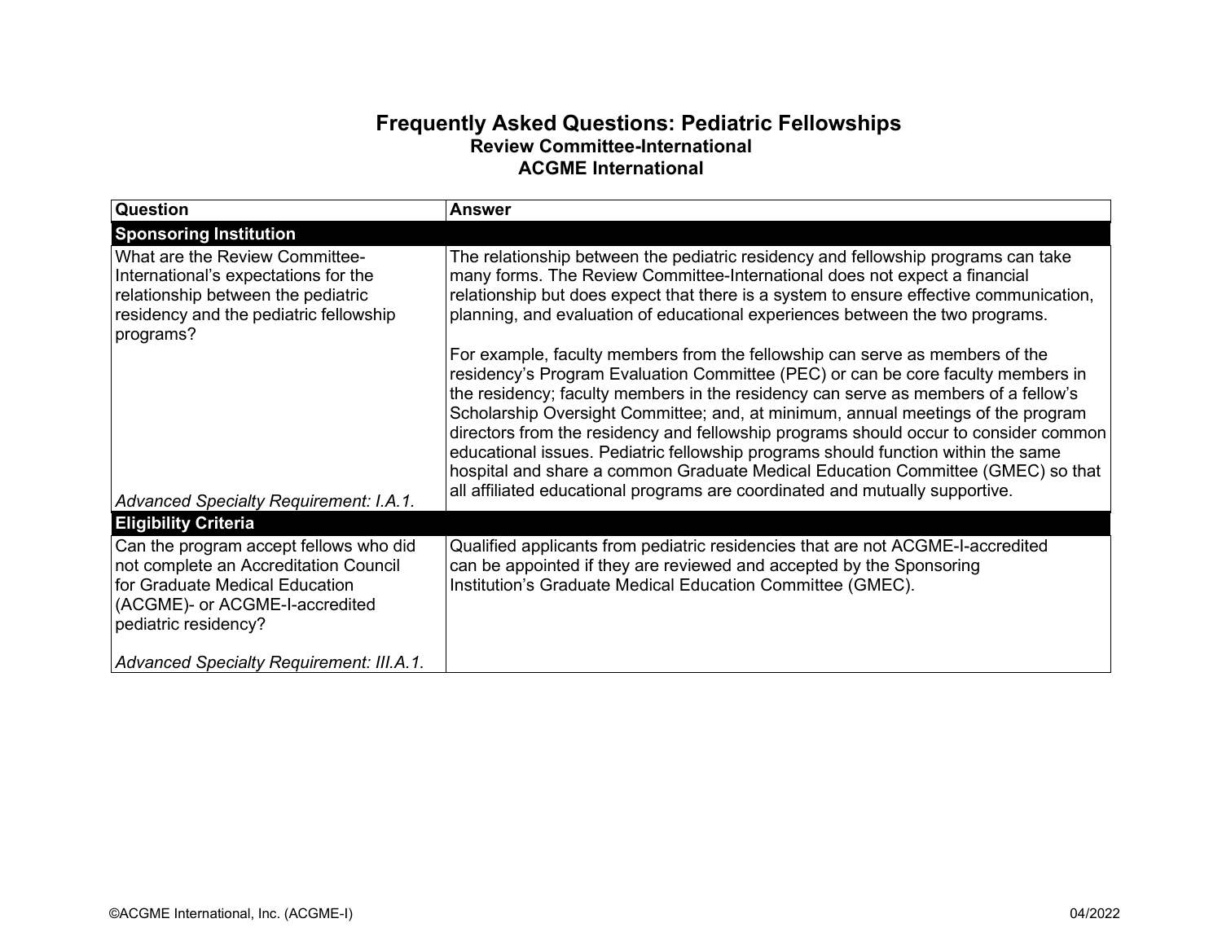# Frequently Asked Questions: Pediatric Fellowships

### Review Committee-International

### ACGME International

| Question | Answer |
|---|---|
| **Sponsoring Institution** | |
| What are the Review Committee-International's expectations for the relationship between the pediatric residency and the pediatric fellowship programs?<br><br>*Advanced Specialty Requirement: I.A.1.* | The relationship between the pediatric residency and fellowship programs can take many forms. The Review Committee-International does not expect a financial relationship but does expect that there is a system to ensure effective communication, planning, and evaluation of educational experiences between the two programs.<br><br>For example, faculty members from the fellowship can serve as members of the residency's Program Evaluation Committee (PEC) or can be core faculty members in the residency; faculty members in the residency can serve as members of a fellow's Scholarship Oversight Committee; and, at minimum, annual meetings of the program directors from the residency and fellowship programs should occur to consider common educational issues. Pediatric fellowship programs should function within the same hospital and share a common Graduate Medical Education Committee (GMEC) so that all affiliated educational programs are coordinated and mutually supportive. |
| **Eligibility Criteria** | |
| Can the program accept fellows who did not complete an Accreditation Council for Graduate Medical Education (ACGME)- or ACGME-I-accredited pediatric residency?<br><br>*Advanced Specialty Requirement: III.A.1.* | Qualified applicants from pediatric residencies that are not ACGME-I-accredited can be appointed if they are reviewed and accepted by the Sponsoring Institution's Graduate Medical Education Committee (GMEC). |

©ACGME International, Inc. (ACGME-I) 04/2022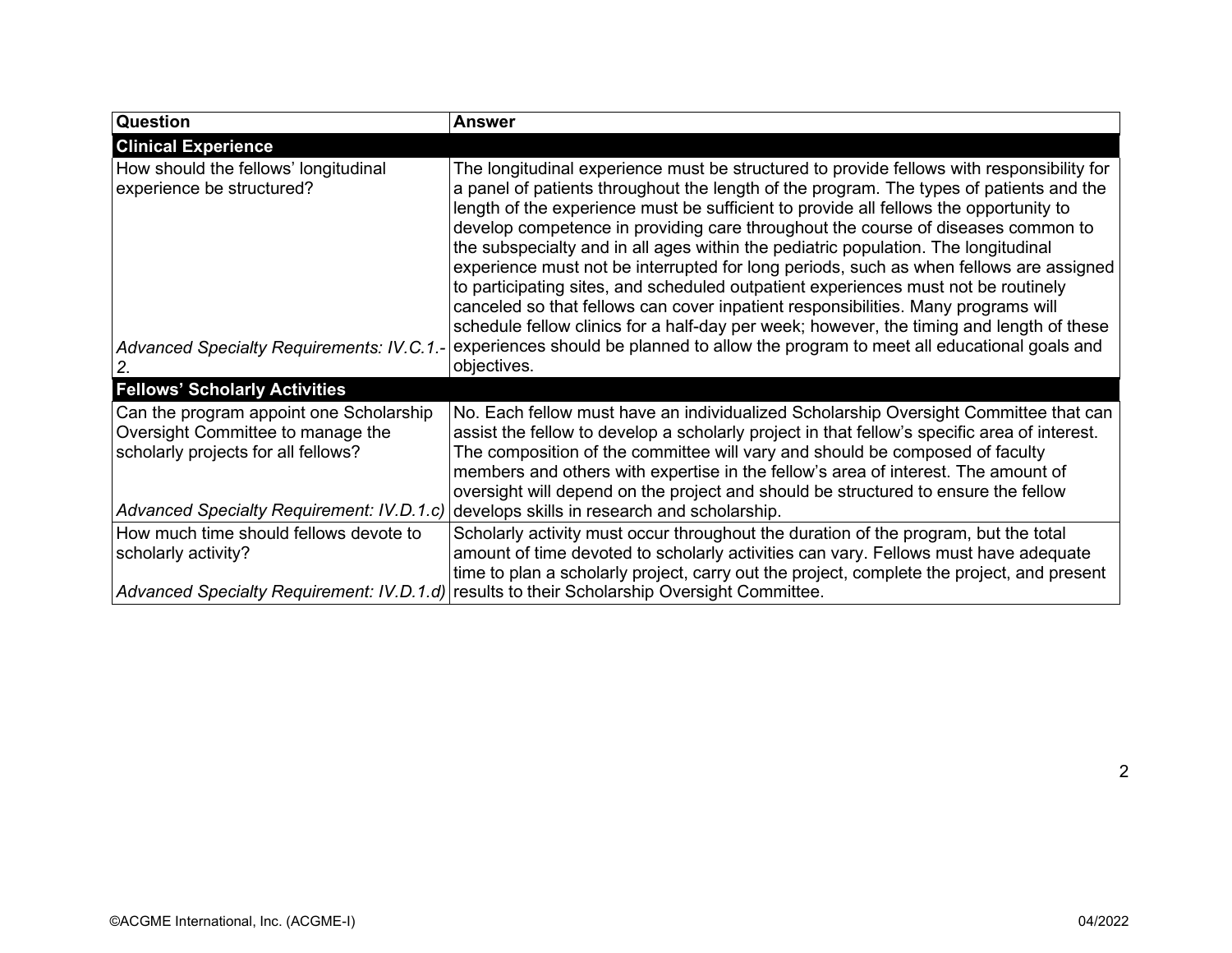| Question | Answer |
| --- | --- |
| **Clinical Experience** | |
| How should the fellows' longitudinal experience be structured?<br><br>*Advanced Specialty Requirements: IV.C.1.-2.* | The longitudinal experience must be structured to provide fellows with responsibility for a panel of patients throughout the length of the program. The types of patients and the length of the experience must be sufficient to provide all fellows the opportunity to develop competence in providing care throughout the course of diseases common to the subspecialty and in all ages within the pediatric population. The longitudinal experience must not be interrupted for long periods, such as when fellows are assigned to participating sites, and scheduled outpatient experiences must not be routinely canceled so that fellows can cover inpatient responsibilities. Many programs will schedule fellow clinics for a half-day per week; however, the timing and length of these experiences should be planned to allow the program to meet all educational goals and objectives. |
| **Fellows' Scholarly Activities** | |
| Can the program appoint one Scholarship Oversight Committee to manage the scholarly projects for all fellows?<br><br>*Advanced Specialty Requirement: IV.D.1.c)* | No. Each fellow must have an individualized Scholarship Oversight Committee that can assist the fellow to develop a scholarly project in that fellow's specific area of interest. The composition of the committee will vary and should be composed of faculty members and others with expertise in the fellow's area of interest. The amount of oversight will depend on the project and should be structured to ensure the fellow develops skills in research and scholarship. |
| How much time should fellows devote to scholarly activity?<br><br>*Advanced Specialty Requirement: IV.D.1.d)* | Scholarly activity must occur throughout the duration of the program, but the total amount of time devoted to scholarly activities can vary. Fellows must have adequate time to plan a scholarly project, carry out the project, complete the project, and present results to their Scholarship Oversight Committee. |

©ACGME International, Inc. (ACGME-I) 04/2022